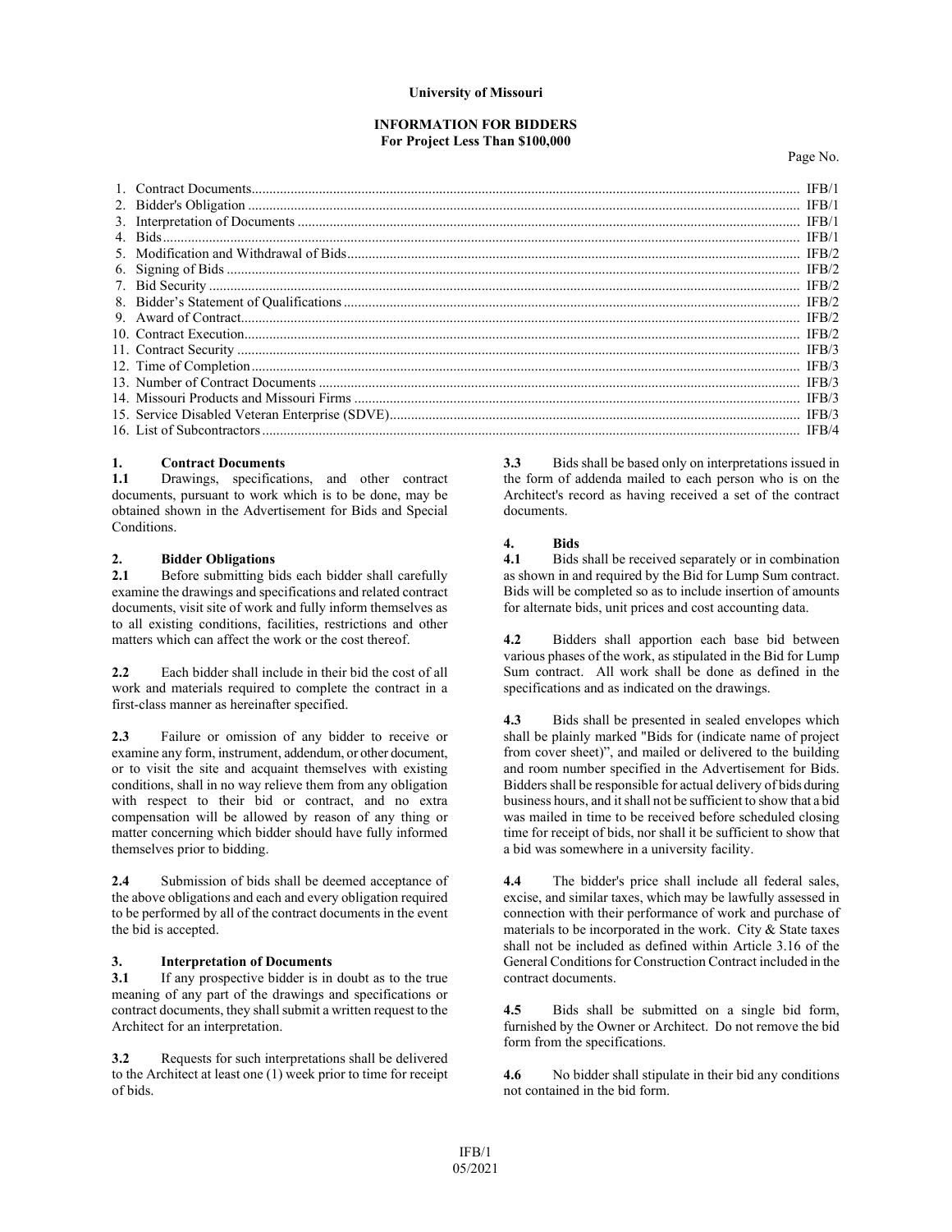**University of Missouri**

# INFORMATION FOR BIDDERS
## For Project Less Than $100,000

| | Page No. |
|---|---|
| 1. Contract Documents | IFB/1 |
| 2. Bidder's Obligation | IFB/1 |
| 3. Interpretation of Documents | IFB/1 |
| 4. Bids | IFB/1 |
| 5. Modification and Withdrawal of Bids | IFB/2 |
| 6. Signing of Bids | IFB/2 |
| 7. Bid Security | IFB/2 |
| 8. Bidder's Statement of Qualifications | IFB/2 |
| 9. Award of Contract | IFB/2 |
| 10. Contract Execution | IFB/2 |
| 11. Contract Security | IFB/3 |
| 12. Time of Completion | IFB/3 |
| 13. Number of Contract Documents | IFB/3 |
| 14. Missouri Products and Missouri Firms | IFB/3 |
| 15. Service Disabled Veteran Enterprise (SDVE) | IFB/3 |
| 16. List of Subcontractors | IFB/4 |

### 1. Contract Documents

**1.1** Drawings, specifications, and other contract documents, pursuant to work which is to be done, may be obtained shown in the Advertisement for Bids and Special Conditions.

### 2. Bidder Obligations

**2.1** Before submitting bids each bidder shall carefully examine the drawings and specifications and related contract documents, visit site of work and fully inform themselves as to all existing conditions, facilities, restrictions and other matters which can affect the work or the cost thereof.

**2.2** Each bidder shall include in their bid the cost of all work and materials required to complete the contract in a first-class manner as hereinafter specified.

**2.3** Failure or omission of any bidder to receive or examine any form, instrument, addendum, or other document, or to visit the site and acquaint themselves with existing conditions, shall in no way relieve them from any obligation with respect to their bid or contract, and no extra compensation will be allowed by reason of any thing or matter concerning which bidder should have fully informed themselves prior to bidding.

**2.4** Submission of bids shall be deemed acceptance of the above obligations and each and every obligation required to be performed by all of the contract documents in the event the bid is accepted.

### 3. Interpretation of Documents

**3.1** If any prospective bidder is in doubt as to the true meaning of any part of the drawings and specifications or contract documents, they shall submit a written request to the Architect for an interpretation.

**3.2** Requests for such interpretations shall be delivered to the Architect at least one (1) week prior to time for receipt of bids.

**3.3** Bids shall be based only on interpretations issued in the form of addenda mailed to each person who is on the Architect's record as having received a set of the contract documents.

### 4. Bids

**4.1** Bids shall be received separately or in combination as shown in and required by the Bid for Lump Sum contract. Bids will be completed so as to include insertion of amounts for alternate bids, unit prices and cost accounting data.

**4.2** Bidders shall apportion each base bid between various phases of the work, as stipulated in the Bid for Lump Sum contract. All work shall be done as defined in the specifications and as indicated on the drawings.

**4.3** Bids shall be presented in sealed envelopes which shall be plainly marked "Bids for (indicate name of project from cover sheet)", and mailed or delivered to the building and room number specified in the Advertisement for Bids. Bidders shall be responsible for actual delivery of bids during business hours, and it shall not be sufficient to show that a bid was mailed in time to be received before scheduled closing time for receipt of bids, nor shall it be sufficient to show that a bid was somewhere in a university facility.

**4.4** The bidder's price shall include all federal sales, excise, and similar taxes, which may be lawfully assessed in connection with their performance of work and purchase of materials to be incorporated in the work. City & State taxes shall not be included as defined within Article 3.16 of the General Conditions for Construction Contract included in the contract documents.

**4.5** Bids shall be submitted on a single bid form, furnished by the Owner or Architect. Do not remove the bid form from the specifications.

**4.6** No bidder shall stipulate in their bid any conditions not contained in the bid form.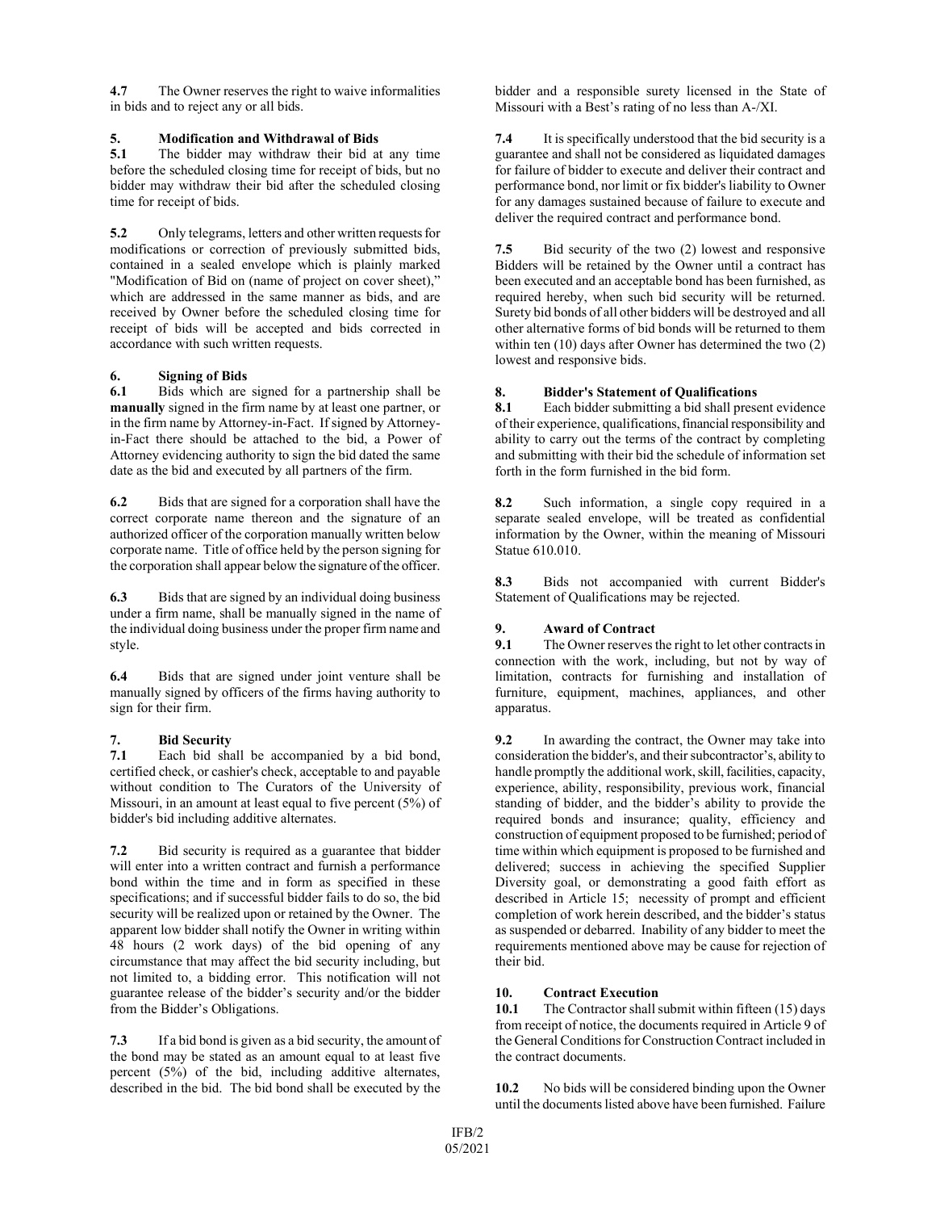**4.7** The Owner reserves the right to waive informalities in bids and to reject any or all bids.

**5. Modification and Withdrawal of Bids**

**5.1** The bidder may withdraw their bid at any time before the scheduled closing time for receipt of bids, but no bidder may withdraw their bid after the scheduled closing time for receipt of bids.

**5.2** Only telegrams, letters and other written requests for modifications or correction of previously submitted bids, contained in a sealed envelope which is plainly marked "Modification of Bid on (name of project on cover sheet)," which are addressed in the same manner as bids, and are received by Owner before the scheduled closing time for receipt of bids will be accepted and bids corrected in accordance with such written requests.

**6. Signing of Bids**

**6.1** Bids which are signed for a partnership shall be **manually** signed in the firm name by at least one partner, or in the firm name by Attorney-in-Fact. If signed by Attorney-in-Fact there should be attached to the bid, a Power of Attorney evidencing authority to sign the bid dated the same date as the bid and executed by all partners of the firm.

**6.2** Bids that are signed for a corporation shall have the correct corporate name thereon and the signature of an authorized officer of the corporation manually written below corporate name. Title of office held by the person signing for the corporation shall appear below the signature of the officer.

**6.3** Bids that are signed by an individual doing business under a firm name, shall be manually signed in the name of the individual doing business under the proper firm name and style.

**6.4** Bids that are signed under joint venture shall be manually signed by officers of the firms having authority to sign for their firm.

**7. Bid Security**

**7.1** Each bid shall be accompanied by a bid bond, certified check, or cashier's check, acceptable to and payable without condition to The Curators of the University of Missouri, in an amount at least equal to five percent (5%) of bidder's bid including additive alternates.

**7.2** Bid security is required as a guarantee that bidder will enter into a written contract and furnish a performance bond within the time and in form as specified in these specifications; and if successful bidder fails to do so, the bid security will be realized upon or retained by the Owner. The apparent low bidder shall notify the Owner in writing within 48 hours (2 work days) of the bid opening of any circumstance that may affect the bid security including, but not limited to, a bidding error. This notification will not guarantee release of the bidder's security and/or the bidder from the Bidder's Obligations.

**7.3** If a bid bond is given as a bid security, the amount of the bond may be stated as an amount equal to at least five percent (5%) of the bid, including additive alternates, described in the bid. The bid bond shall be executed by the bidder and a responsible surety licensed in the State of Missouri with a Best's rating of no less than A-/XI.

**7.4** It is specifically understood that the bid security is a guarantee and shall not be considered as liquidated damages for failure of bidder to execute and deliver their contract and performance bond, nor limit or fix bidder's liability to Owner for any damages sustained because of failure to execute and deliver the required contract and performance bond.

**7.5** Bid security of the two (2) lowest and responsive Bidders will be retained by the Owner until a contract has been executed and an acceptable bond has been furnished, as required hereby, when such bid security will be returned. Surety bid bonds of all other bidders will be destroyed and all other alternative forms of bid bonds will be returned to them within ten (10) days after Owner has determined the two (2) lowest and responsive bids.

**8. Bidder's Statement of Qualifications**

**8.1** Each bidder submitting a bid shall present evidence of their experience, qualifications, financial responsibility and ability to carry out the terms of the contract by completing and submitting with their bid the schedule of information set forth in the form furnished in the bid form.

**8.2** Such information, a single copy required in a separate sealed envelope, will be treated as confidential information by the Owner, within the meaning of Missouri Statue 610.010.

**8.3** Bids not accompanied with current Bidder's Statement of Qualifications may be rejected.

**9. Award of Contract**

**9.1** The Owner reserves the right to let other contracts in connection with the work, including, but not by way of limitation, contracts for furnishing and installation of furniture, equipment, machines, appliances, and other apparatus.

**9.2** In awarding the contract, the Owner may take into consideration the bidder's, and their subcontractor's, ability to handle promptly the additional work, skill, facilities, capacity, experience, ability, responsibility, previous work, financial standing of bidder, and the bidder's ability to provide the required bonds and insurance; quality, efficiency and construction of equipment proposed to be furnished; period of time within which equipment is proposed to be furnished and delivered; success in achieving the specified Supplier Diversity goal, or demonstrating a good faith effort as described in Article 15; necessity of prompt and efficient completion of work herein described, and the bidder's status as suspended or debarred. Inability of any bidder to meet the requirements mentioned above may be cause for rejection of their bid.

**10. Contract Execution**

**10.1** The Contractor shall submit within fifteen (15) days from receipt of notice, the documents required in Article 9 of the General Conditions for Construction Contract included in the contract documents.

**10.2** No bids will be considered binding upon the Owner until the documents listed above have been furnished. Failure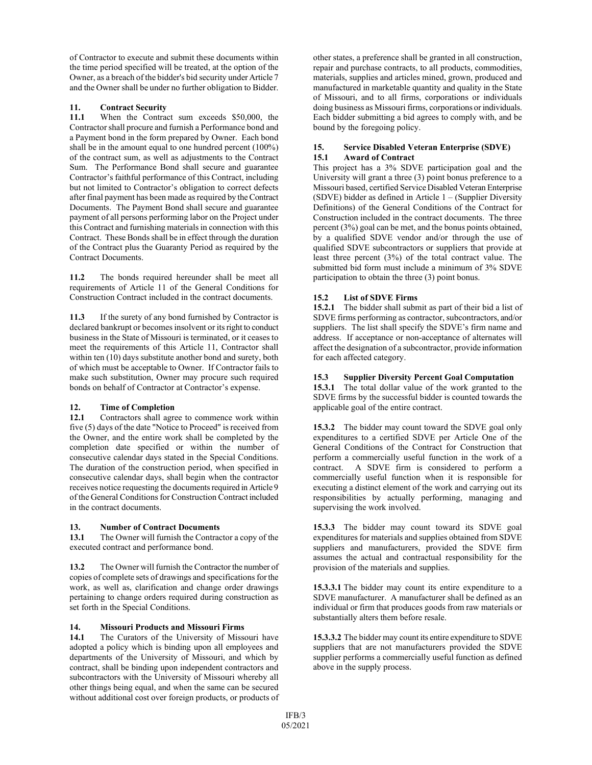of Contractor to execute and submit these documents within the time period specified will be treated, at the option of the Owner, as a breach of the bidder's bid security under Article 7 and the Owner shall be under no further obligation to Bidder.

## 11. Contract Security

**11.1** When the Contract sum exceeds $50,000, the Contractor shall procure and furnish a Performance bond and a Payment bond in the form prepared by Owner. Each bond shall be in the amount equal to one hundred percent (100%) of the contract sum, as well as adjustments to the Contract Sum. The Performance Bond shall secure and guarantee Contractor's faithful performance of this Contract, including but not limited to Contractor's obligation to correct defects after final payment has been made as required by the Contract Documents. The Payment Bond shall secure and guarantee payment of all persons performing labor on the Project under this Contract and furnishing materials in connection with this Contract. These Bonds shall be in effect through the duration of the Contract plus the Guaranty Period as required by the Contract Documents.

**11.2** The bonds required hereunder shall be meet all requirements of Article 11 of the General Conditions for Construction Contract included in the contract documents.

**11.3** If the surety of any bond furnished by Contractor is declared bankrupt or becomes insolvent or its right to conduct business in the State of Missouri is terminated, or it ceases to meet the requirements of this Article 11, Contractor shall within ten (10) days substitute another bond and surety, both of which must be acceptable to Owner. If Contractor fails to make such substitution, Owner may procure such required bonds on behalf of Contractor at Contractor's expense.

## 12. Time of Completion

**12.1** Contractors shall agree to commence work within five (5) days of the date "Notice to Proceed" is received from the Owner, and the entire work shall be completed by the completion date specified or within the number of consecutive calendar days stated in the Special Conditions. The duration of the construction period, when specified in consecutive calendar days, shall begin when the contractor receives notice requesting the documents required in Article 9 of the General Conditions for Construction Contract included in the contract documents.

## 13. Number of Contract Documents

**13.1** The Owner will furnish the Contractor a copy of the executed contract and performance bond.

**13.2** The Owner will furnish the Contractor the number of copies of complete sets of drawings and specifications for the work, as well as, clarification and change order drawings pertaining to change orders required during construction as set forth in the Special Conditions.

## 14. Missouri Products and Missouri Firms

**14.1** The Curators of the University of Missouri have adopted a policy which is binding upon all employees and departments of the University of Missouri, and which by contract, shall be binding upon independent contractors and subcontractors with the University of Missouri whereby all other things being equal, and when the same can be secured without additional cost over foreign products, or products of other states, a preference shall be granted in all construction, repair and purchase contracts, to all products, commodities, materials, supplies and articles mined, grown, produced and manufactured in marketable quantity and quality in the State of Missouri, and to all firms, corporations or individuals doing business as Missouri firms, corporations or individuals. Each bidder submitting a bid agrees to comply with, and be bound by the foregoing policy.

## 15. Service Disabled Veteran Enterprise (SDVE)

### 15.1 Award of Contract

This project has a 3% SDVE participation goal and the University will grant a three (3) point bonus preference to a Missouri based, certified Service Disabled Veteran Enterprise (SDVE) bidder as defined in Article 1 – (Supplier Diversity Definitions) of the General Conditions of the Contract for Construction included in the contract documents. The three percent (3%) goal can be met, and the bonus points obtained, by a qualified SDVE vendor and/or through the use of qualified SDVE subcontractors or suppliers that provide at least three percent (3%) of the total contract value. The submitted bid form must include a minimum of 3% SDVE participation to obtain the three (3) point bonus.

### 15.2 List of SDVE Firms

**15.2.1** The bidder shall submit as part of their bid a list of SDVE firms performing as contractor, subcontractors, and/or suppliers. The list shall specify the SDVE's firm name and address. If acceptance or non-acceptance of alternates will affect the designation of a subcontractor, provide information for each affected category.

### 15.3 Supplier Diversity Percent Goal Computation

**15.3.1** The total dollar value of the work granted to the SDVE firms by the successful bidder is counted towards the applicable goal of the entire contract.

**15.3.2** The bidder may count toward the SDVE goal only expenditures to a certified SDVE per Article One of the General Conditions of the Contract for Construction that perform a commercially useful function in the work of a contract. A SDVE firm is considered to perform a commercially useful function when it is responsible for executing a distinct element of the work and carrying out its responsibilities by actually performing, managing and supervising the work involved.

**15.3.3** The bidder may count toward its SDVE goal expenditures for materials and supplies obtained from SDVE suppliers and manufacturers, provided the SDVE firm assumes the actual and contractual responsibility for the provision of the materials and supplies.

**15.3.3.1** The bidder may count its entire expenditure to a SDVE manufacturer. A manufacturer shall be defined as an individual or firm that produces goods from raw materials or substantially alters them before resale.

**15.3.3.2** The bidder may count its entire expenditure to SDVE suppliers that are not manufacturers provided the SDVE supplier performs a commercially useful function as defined above in the supply process.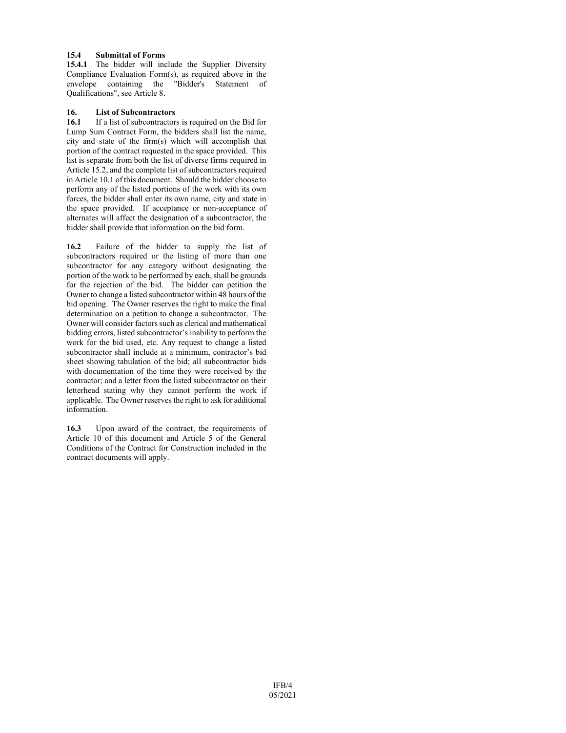### 15.4 Submittal of Forms

**15.4.1** The bidder will include the Supplier Diversity Compliance Evaluation Form(s), as required above in the envelope containing the "Bidder's Statement of Qualifications", see Article 8.

## 16. List of Subcontractors

**16.1** If a list of subcontractors is required on the Bid for Lump Sum Contract Form, the bidders shall list the name, city and state of the firm(s) which will accomplish that portion of the contract requested in the space provided. This list is separate from both the list of diverse firms required in Article 15.2, and the complete list of subcontractors required in Article 10.1 of this document. Should the bidder choose to perform any of the listed portions of the work with its own forces, the bidder shall enter its own name, city and state in the space provided. If acceptance or non-acceptance of alternates will affect the designation of a subcontractor, the bidder shall provide that information on the bid form.

**16.2** Failure of the bidder to supply the list of subcontractors required or the listing of more than one subcontractor for any category without designating the portion of the work to be performed by each, shall be grounds for the rejection of the bid. The bidder can petition the Owner to change a listed subcontractor within 48 hours of the bid opening. The Owner reserves the right to make the final determination on a petition to change a subcontractor. The Owner will consider factors such as clerical and mathematical bidding errors, listed subcontractor's inability to perform the work for the bid used, etc. Any request to change a listed subcontractor shall include at a minimum, contractor's bid sheet showing tabulation of the bid; all subcontractor bids with documentation of the time they were received by the contractor; and a letter from the listed subcontractor on their letterhead stating why they cannot perform the work if applicable. The Owner reserves the right to ask for additional information.

**16.3** Upon award of the contract, the requirements of Article 10 of this document and Article 5 of the General Conditions of the Contract for Construction included in the contract documents will apply.